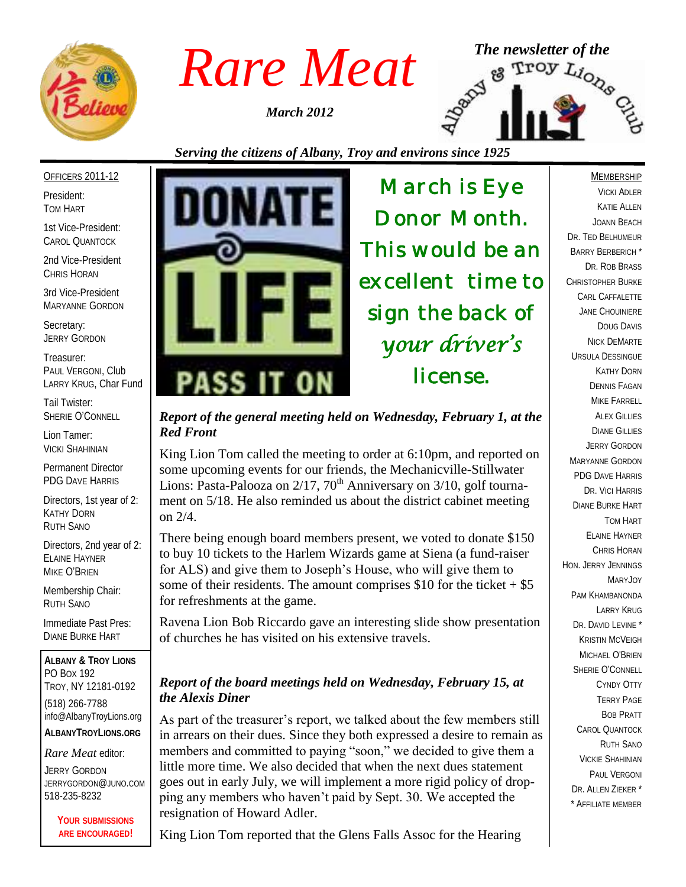# Rare Meat

*March 2012*

*The newsletter of the* Albany & Troy Lions Club

*Serving the citizens of Albany, Troy and environs since 1925*

OFFICERS 2011-12

President:
TOM HART

1st Vice-President:
CAROL QUANTOCK

2nd Vice-President
CHRIS HORAN

3rd Vice-President
MARYANNE GORDON

Secretary:
JERRY GORDON

Treasurer:
PAUL VERGONI, Club
LARRY KRUG, Char Fund

Tail Twister:
SHERIE O'CONNELL

Lion Tamer:
VICKI SHAHINIAN

Permanent Director
PDG DAVE HARRIS

Directors, 1st year of 2:
KATHY DORN
RUTH SANO

Directors, 2nd year of 2:
ELAINE HAYNER
MIKE O'BRIEN

Membership Chair:
RUTH SANO

Immediate Past Pres:
DIANE BURKE HART

**ALBANY & TROY LIONS**
PO BOX 192
TROY, NY 12181-0192
(518) 266-7788
info@AlbanyTroyLions.org
**ALBANYTROYLIONS.ORG**

*Rare Meat* editor:
JERRY GORDON
JERRYGORDON@JUNO.COM
518-235-8232

**YOUR SUBMISSIONS ARE ENCOURAGED!**

DONATE LIFE — PASS IT ON

## March is Eye Donor Month. This would be an excellent time to sign the back of *your driver's* license.

### *Report of the general meeting held on Wednesday, February 1, at the Red Front*

King Lion Tom called the meeting to order at 6:10pm, and reported on some upcoming events for our friends, the Mechanicville-Stillwater Lions: Pasta-Palooza on 2/17, 70th Anniversary on 3/10, golf tournament on 5/18. He also reminded us about the district cabinet meeting on 2/4.

There being enough board members present, we voted to donate $150 to buy 10 tickets to the Harlem Wizards game at Siena (a fund-raiser for ALS) and give them to Joseph's House, who will give them to some of their residents. The amount comprises $10 for the ticket + $5 for refreshments at the game.

Ravena Lion Bob Riccardo gave an interesting slide show presentation of churches he has visited on his extensive travels.

### *Report of the board meetings held on Wednesday, February 15, at the Alexis Diner*

As part of the treasurer's report, we talked about the few members still in arrears on their dues. Since they both expressed a desire to remain as members and committed to paying "soon," we decided to give them a little more time. We also decided that when the next dues statement goes out in early July, we will implement a more rigid policy of dropping any members who haven't paid by Sept. 30. We accepted the resignation of Howard Adler.

King Lion Tom reported that the Glens Falls Assoc for the Hearing

MEMBERSHIP

VICKI ADLER
KATIE ALLEN
JOANN BEACH
DR. TED BELHUMEUR
BARRY BERBERICH *
DR. ROB BRASS
CHRISTOPHER BURKE
CARL CAFFALETTE
JANE CHOUINIERE
DOUG DAVIS
NICK DEMARTE
URSULA DESSINGUE
KATHY DORN
DENNIS FAGAN
MIKE FARRELL
ALEX GILLIES
DIANE GILLIES
JERRY GORDON
MARYANNE GORDON
PDG DAVE HARRIS
DR. VICI HARRIS
DIANE BURKE HART
TOM HART
ELAINE HAYNER
CHRIS HORAN
HON. JERRY JENNINGS
MARYJOY
PAM KHAMBANONDA
LARRY KRUG
DR. DAVID LEVINE *
KRISTIN MCVEIGH
MICHAEL O'BRIEN
SHERIE O'CONNELL
CYNDY OTTY
TERRY PAGE
BOB PRATT
CAROL QUANTOCK
RUTH SANO
VICKIE SHAHINIAN
PAUL VERGONI
DR. ALLEN ZIEKER *
* AFFILIATE MEMBER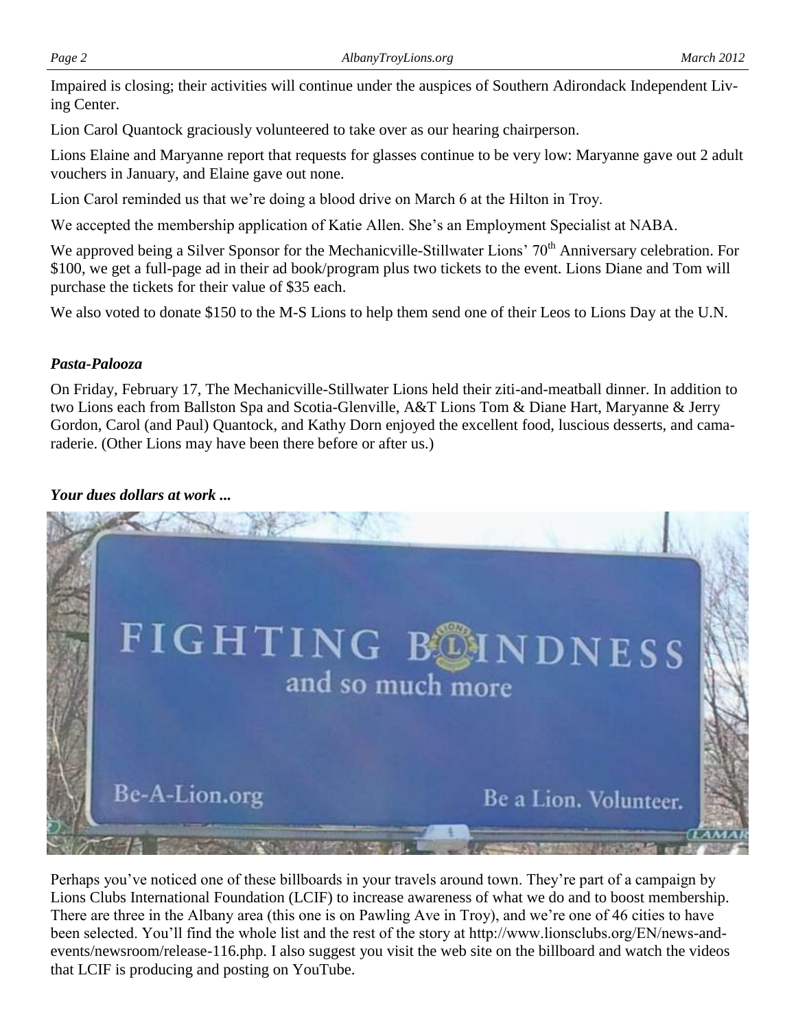Impaired is closing; their activities will continue under the auspices of Southern Adirondack Independent Living Center.

Lion Carol Quantock graciously volunteered to take over as our hearing chairperson.

Lions Elaine and Maryanne report that requests for glasses continue to be very low: Maryanne gave out 2 adult vouchers in January, and Elaine gave out none.

Lion Carol reminded us that we're doing a blood drive on March 6 at the Hilton in Troy.

We accepted the membership application of Katie Allen. She's an Employment Specialist at NABA.

We approved being a Silver Sponsor for the Mechanicville-Stillwater Lions' 70th Anniversary celebration. For $100, we get a full-page ad in their ad book/program plus two tickets to the event. Lions Diane and Tom will purchase the tickets for their value of $35 each.

We also voted to donate $150 to the M-S Lions to help them send one of their Leos to Lions Day at the U.N.

### *Pasta-Palooza*

On Friday, February 17, The Mechanicville-Stillwater Lions held their ziti-and-meatball dinner. In addition to two Lions each from Ballston Spa and Scotia-Glenville, A&T Lions Tom & Diane Hart, Maryanne & Jerry Gordon, Carol (and Paul) Quantock, and Kathy Dorn enjoyed the excellent food, luscious desserts, and camaraderie. (Other Lions may have been there before or after us.)

### *Your dues dollars at work ...*

Perhaps you've noticed one of these billboards in your travels around town. They're part of a campaign by Lions Clubs International Foundation (LCIF) to increase awareness of what we do and to boost membership. There are three in the Albany area (this one is on Pawling Ave in Troy), and we're one of 46 cities to have been selected. You'll find the whole list and the rest of the story at http://www.lionsclubs.org/EN/news-and-events/newsroom/release-116.php. I also suggest you visit the web site on the billboard and watch the videos that LCIF is producing and posting on YouTube.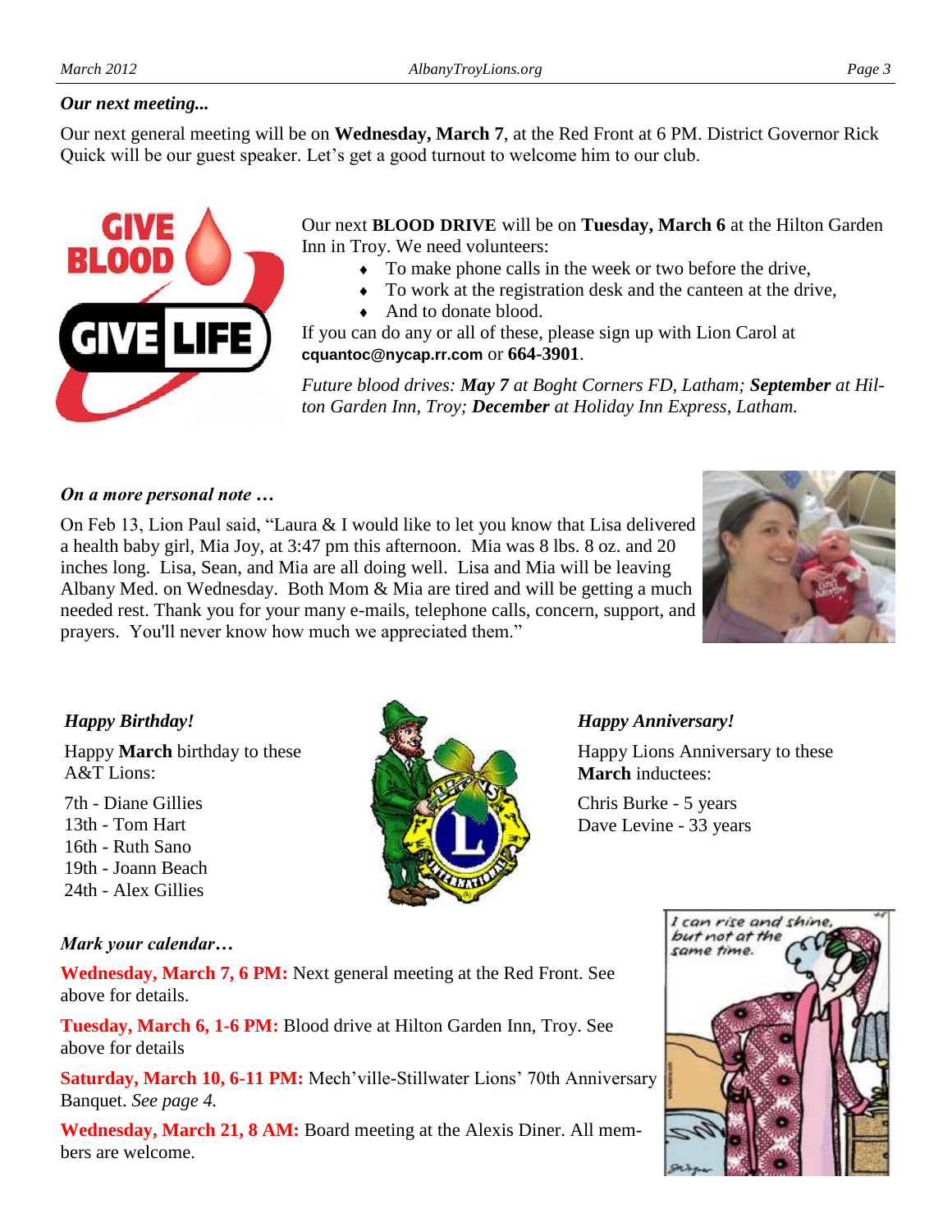*Our next meeting...*

Our next general meeting will be on **Wednesday, March 7**, at the Red Front at 6 PM. District Governor Rick Quick will be our guest speaker. Let's get a good turnout to welcome him to our club.

Our next **BLOOD DRIVE** will be on **Tuesday, March 6** at the Hilton Garden Inn in Troy. We need volunteers:

- To make phone calls in the week or two before the drive,
- To work at the registration desk and the canteen at the drive,
- And to donate blood.

If you can do any or all of these, please sign up with Lion Carol at **cquantoc@nycap.rr.com** or **664-3901**.

*Future blood drives: **May 7** at Boght Corners FD, Latham; **September** at Hilton Garden Inn, Troy; **December** at Holiday Inn Express, Latham.*

*On a more personal note …*

On Feb 13, Lion Paul said, "Laura & I would like to let you know that Lisa delivered a health baby girl, Mia Joy, at 3:47 pm this afternoon. Mia was 8 lbs. 8 oz. and 20 inches long. Lisa, Sean, and Mia are all doing well. Lisa and Mia will be leaving Albany Med. on Wednesday. Both Mom & Mia are tired and will be getting a much needed rest. Thank you for your many e-mails, telephone calls, concern, support, and prayers. You'll never know how much we appreciated them."

*Happy Birthday!*

Happy **March** birthday to these A&T Lions:

7th - Diane Gillies
13th - Tom Hart
16th - Ruth Sano
19th - Joann Beach
24th - Alex Gillies

*Happy Anniversary!*

Happy Lions Anniversary to these **March** inductees:

Chris Burke - 5 years
Dave Levine - 33 years

*Mark your calendar…*

**Wednesday, March 7, 6 PM:** Next general meeting at the Red Front. See above for details.

**Tuesday, March 6, 1-6 PM:** Blood drive at Hilton Garden Inn, Troy. See above for details

**Saturday, March 10, 6-11 PM:** Mech'ville-Stillwater Lions' 70th Anniversary Banquet. *See page 4.*

**Wednesday, March 21, 8 AM:** Board meeting at the Alexis Diner. All members are welcome.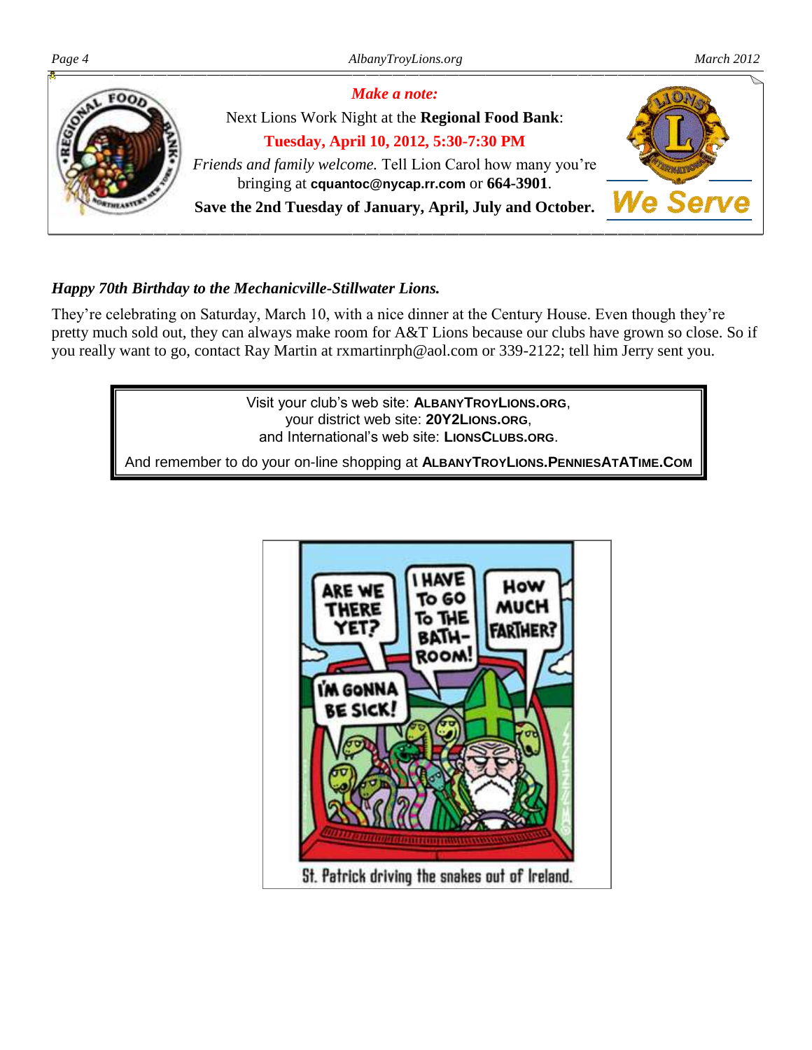*Make a note:*

Next Lions Work Night at the **Regional Food Bank**:

**Tuesday, April 10, 2012, 5:30-7:30 PM**

*Friends and family welcome.* Tell Lion Carol how many you're bringing at **cquantoc@nycap.rr.com** or **664-3901**.

**Save the 2nd Tuesday of January, April, July and October.**

We Serve

***Happy 70th Birthday to the Mechanicville-Stillwater Lions.***

They're celebrating on Saturday, March 10, with a nice dinner at the Century House. Even though they're pretty much sold out, they can always make room for A&T Lions because our clubs have grown so close. So if you really want to go, contact Ray Martin at rxmartinrph@aol.com or 339-2122; tell him Jerry sent you.

Visit your club's web site: **ALBANYTROYLIONS.ORG**,
your district web site: **20Y2LIONS.ORG**,
and International's web site: **LIONSCLUBS.ORG**.

And remember to do your on-line shopping at **ALBANYTROYLIONS.PENNIESATATIME.COM**

St. Patrick driving the snakes out of Ireland.